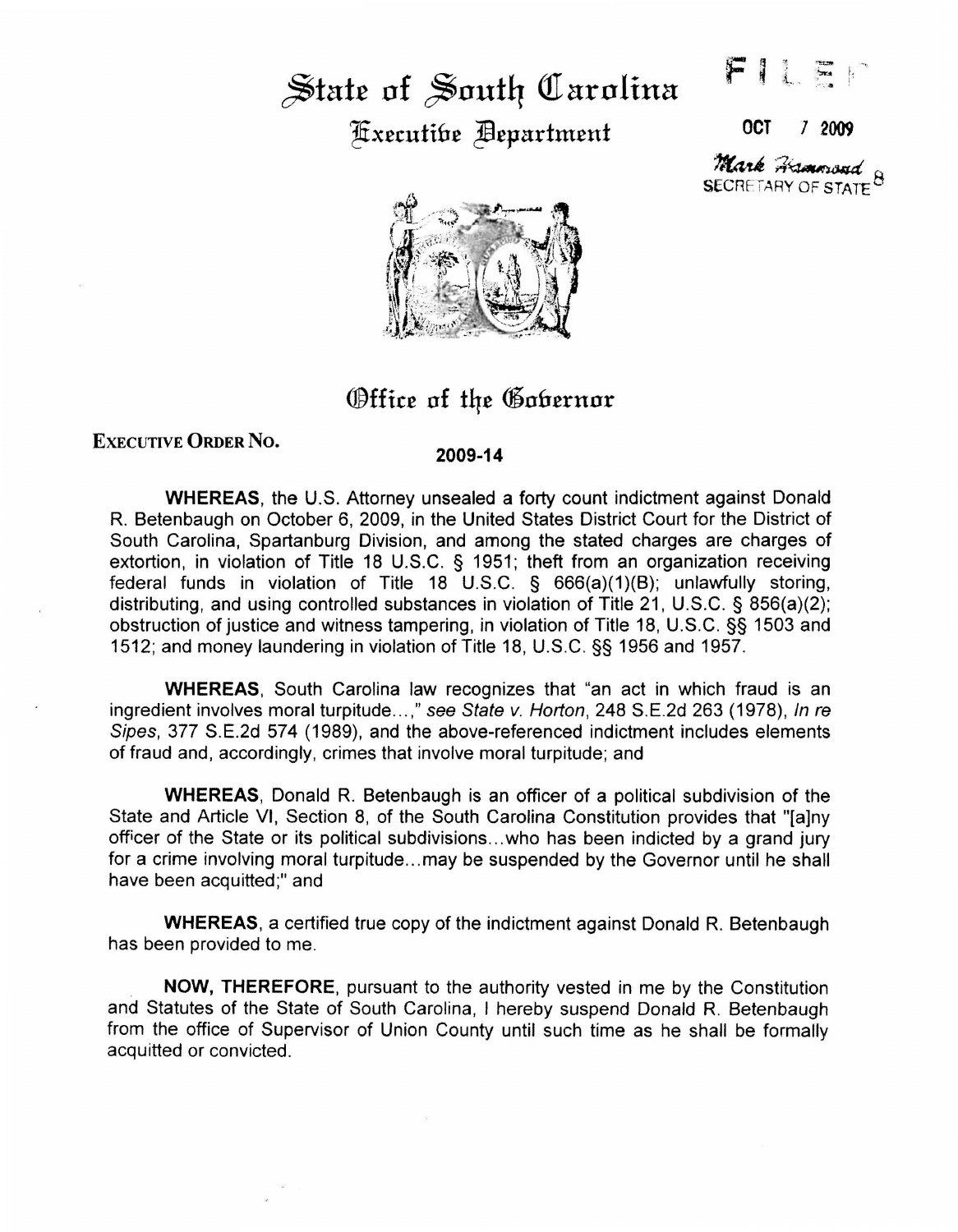# State of South Carolina

## Executive Department

FILED

OCT 7 2009

Mark Hammond
SECRETARY OF STATE

## Office of the Governor

**Executive Order No.** **2009-14**

**WHEREAS**, the U.S. Attorney unsealed a forty count indictment against Donald R. Betenbaugh on October 6, 2009, in the United States District Court for the District of South Carolina, Spartanburg Division, and among the stated charges are charges of extortion, in violation of Title 18 U.S.C. § 1951; theft from an organization receiving federal funds in violation of Title 18 U.S.C. § 666(a)(1)(B); unlawfully storing, distributing, and using controlled substances in violation of Title 21, U.S.C. § 856(a)(2); obstruction of justice and witness tampering, in violation of Title 18, U.S.C. §§ 1503 and 1512; and money laundering in violation of Title 18, U.S.C. §§ 1956 and 1957.

**WHEREAS**, South Carolina law recognizes that "an act in which fraud is an ingredient involves moral turpitude...," *see State v. Horton*, 248 S.E.2d 263 (1978), *In re Sipes*, 377 S.E.2d 574 (1989), and the above-referenced indictment includes elements of fraud and, accordingly, crimes that involve moral turpitude; and

**WHEREAS**, Donald R. Betenbaugh is an officer of a political subdivision of the State and Article VI, Section 8, of the South Carolina Constitution provides that "[a]ny officer of the State or its political subdivisions...who has been indicted by a grand jury for a crime involving moral turpitude...may be suspended by the Governor until he shall have been acquitted;" and

**WHEREAS**, a certified true copy of the indictment against Donald R. Betenbaugh has been provided to me.

**NOW, THEREFORE**, pursuant to the authority vested in me by the Constitution and Statutes of the State of South Carolina, I hereby suspend Donald R. Betenbaugh from the office of Supervisor of Union County until such time as he shall be formally acquitted or convicted.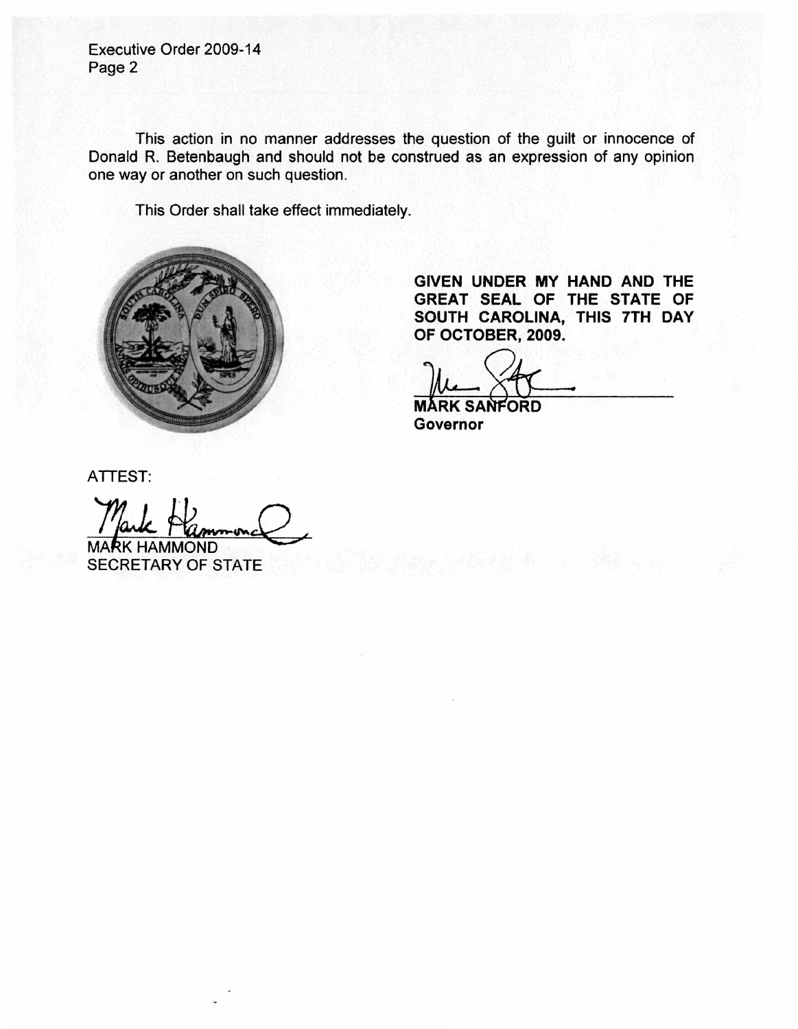This action in no manner addresses the question of the guilt or innocence of Donald R. Betenbaugh and should not be construed as an expression of any opinion one way or another on such question.

This Order shall take effect immediately.

**GIVEN UNDER MY HAND AND THE GREAT SEAL OF THE STATE OF SOUTH CAROLINA, THIS 7TH DAY OF OCTOBER, 2009.**

**MARK SANFORD**
**Governor**

ATTEST:

MARK HAMMOND
SECRETARY OF STATE